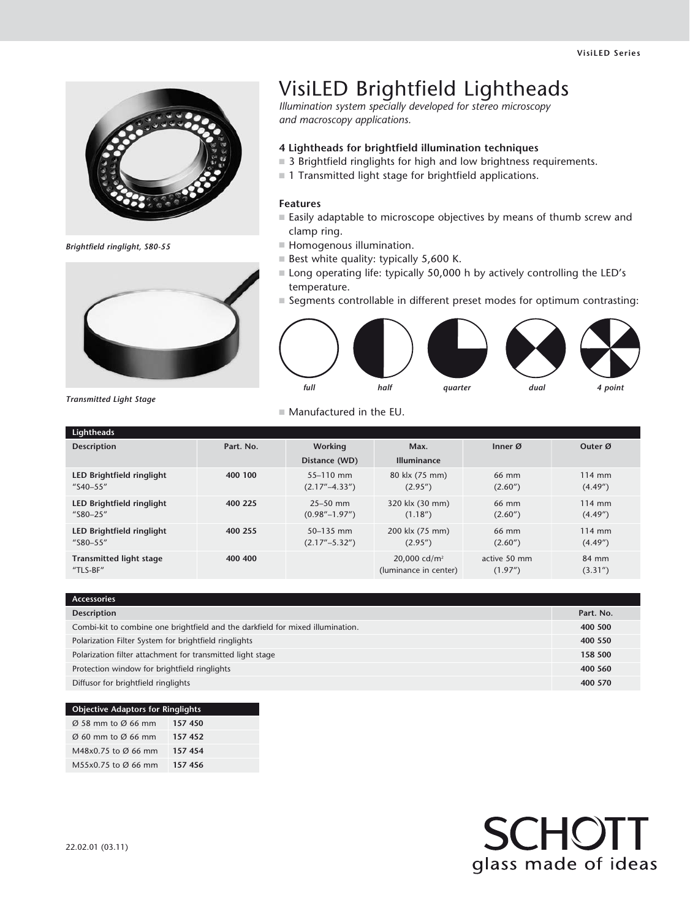# VisiLED Brightfield Lightheads

*Illumination system specially developed for stereo microscopy and macroscopy applications.*

*Brightfield ringlight, S80-55*

*Transmitted Light Stage*

### 4 Lightheads for brightfield illumination techniques

- 3 Brightfield ringlights for high and low brightness requirements.
- 1 Transmitted light stage for brightfield applications.

### Features

- Easily adaptable to microscope objectives by means of thumb screw and clamp ring.
- Homogenous illumination.
- Best white quality: typically 5,600 K.
- Long operating life: typically 50,000 h by actively controlling the LED's temperature.
- Segments controllable in different preset modes for optimum contrasting:

*full* *half* *quarter* *dual* *4 point*

- Manufactured in the EU.

| **Lightheads** | | | | | |
|---|---|---|---|---|---|
| **Description** | **Part. No.** | **Working Distance (WD)** | **Max. Illuminance** | **Inner Ø** | **Outer Ø** |
| **LED Brightfield ringlight** "S40–55" | **400 100** | 55–110 mm (2.17"–4.33") | 80 klx (75 mm) (2.95") | 66 mm (2.60") | 114 mm (4.49") |
| **LED Brightfield ringlight** "S80–25" | **400 225** | 25–50 mm (0.98"–1.97") | 320 klx (30 mm) (1.18") | 66 mm (2.60") | 114 mm (4.49") |
| **LED Brightfield ringlight** "S80–55" | **400 255** | 50–135 mm (2.17"–5.32") | 200 klx (75 mm) (2.95") | 66 mm (2.60") | 114 mm (4.49") |
| **Transmitted light stage** "TLS-BF" | **400 400** | | 20,000 cd/m² (luminance in center) | active 50 mm (1.97") | 84 mm (3.31") |

| **Accessories** | |
|---|---|
| **Description** | **Part. No.** |
| Combi-kit to combine one brightfield and the darkfield for mixed illumination. | **400 500** |
| Polarization Filter System for brightfield ringlights | **400 550** |
| Polarization filter attachment for transmitted light stage | **158 500** |
| Protection window for brightfield ringlights | **400 560** |
| Diffusor for brightfield ringlights | **400 570** |

| **Objective Adaptors for Ringlights** | |
|---|---|
| Ø 58 mm to Ø 66 mm | **157 450** |
| Ø 60 mm to Ø 66 mm | **157 452** |
| M48x0.75 to Ø 66 mm | **157 454** |
| M55x0.75 to Ø 66 mm | **157 456** |

22.02.01 (03.11)

SCHOTT
glass made of ideas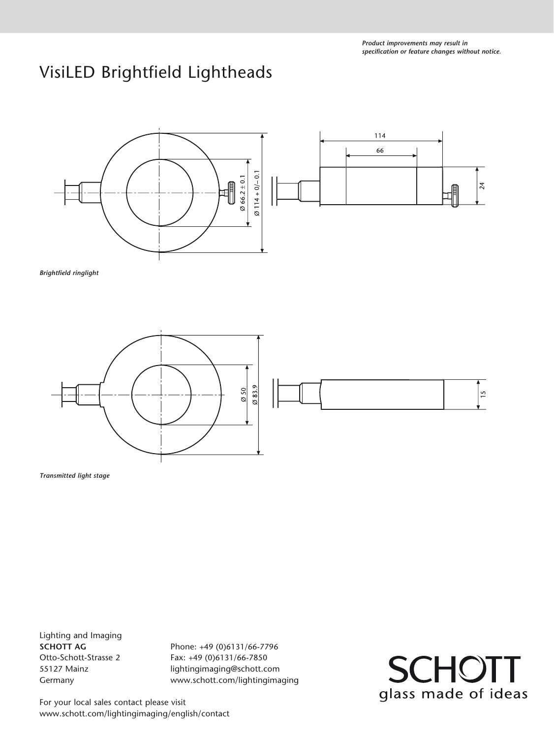*Product improvements may result in specification or feature changes without notice.*

# VisiLED Brightfield Lightheads

Ø 66.2 ± 0.1

Ø 114 + 0/– 0.1

114

66

24

***Brightfield ringlight***

Ø 50

Ø 83.9

15

***Transmitted light stage***

Lighting and Imaging
**SCHOTT AG**
Otto-Schott-Strasse 2
55127 Mainz
Germany

Phone: +49 (0)6131/66-7796
Fax: +49 (0)6131/66-7850
lightingimaging@schott.com
www.schott.com/lightingimaging

For your local sales contact please visit
www.schott.com/lightingimaging/english/contact

SCHOTT
glass made of ideas